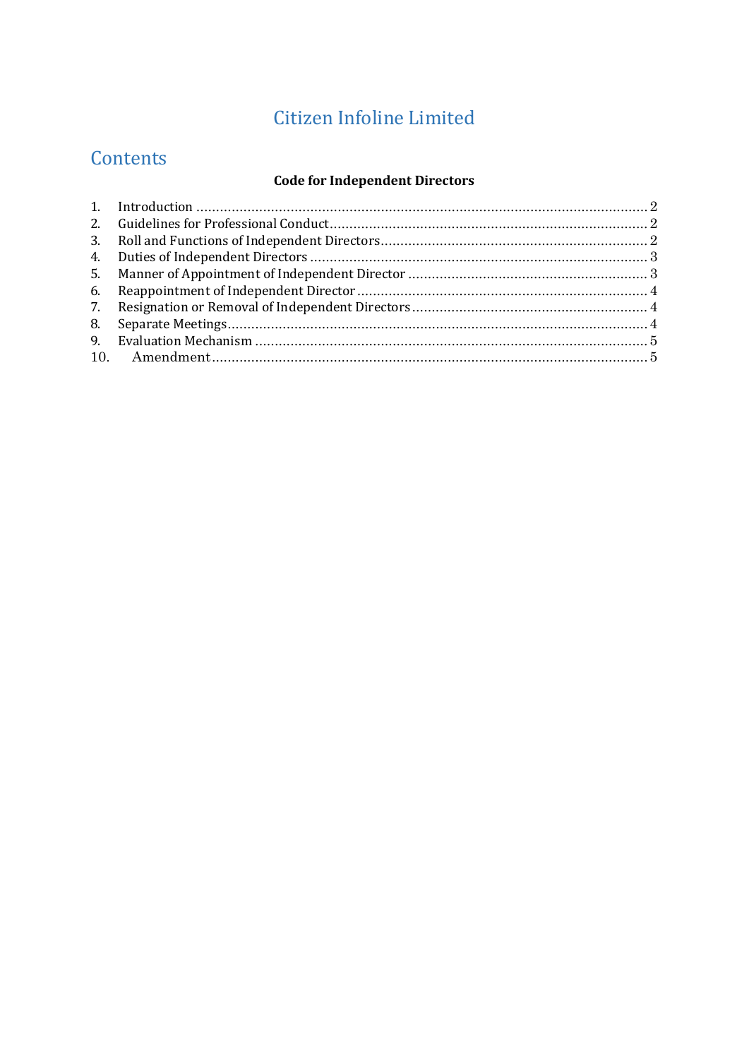# Citizen Infoline Limited

## Contents

**Code for Independent Directors**

1. Introduction ........................................................................................................... 2
2. Guidelines for Professional Conduct......................................................................... 2
3. Roll and Functions of Independent Directors............................................................ 2
4. Duties of Independent Directors .............................................................................. 3
5. Manner of Appointment of Independent Director ..................................................... 3
6. Reappointment of Independent Director .................................................................. 4
7. Resignation or Removal of Independent Directors .................................................... 4
8. Separate Meetings.................................................................................................. 4
9. Evaluation Mechanism ............................................................................................ 5
10. Amendment........................................................................................................ 5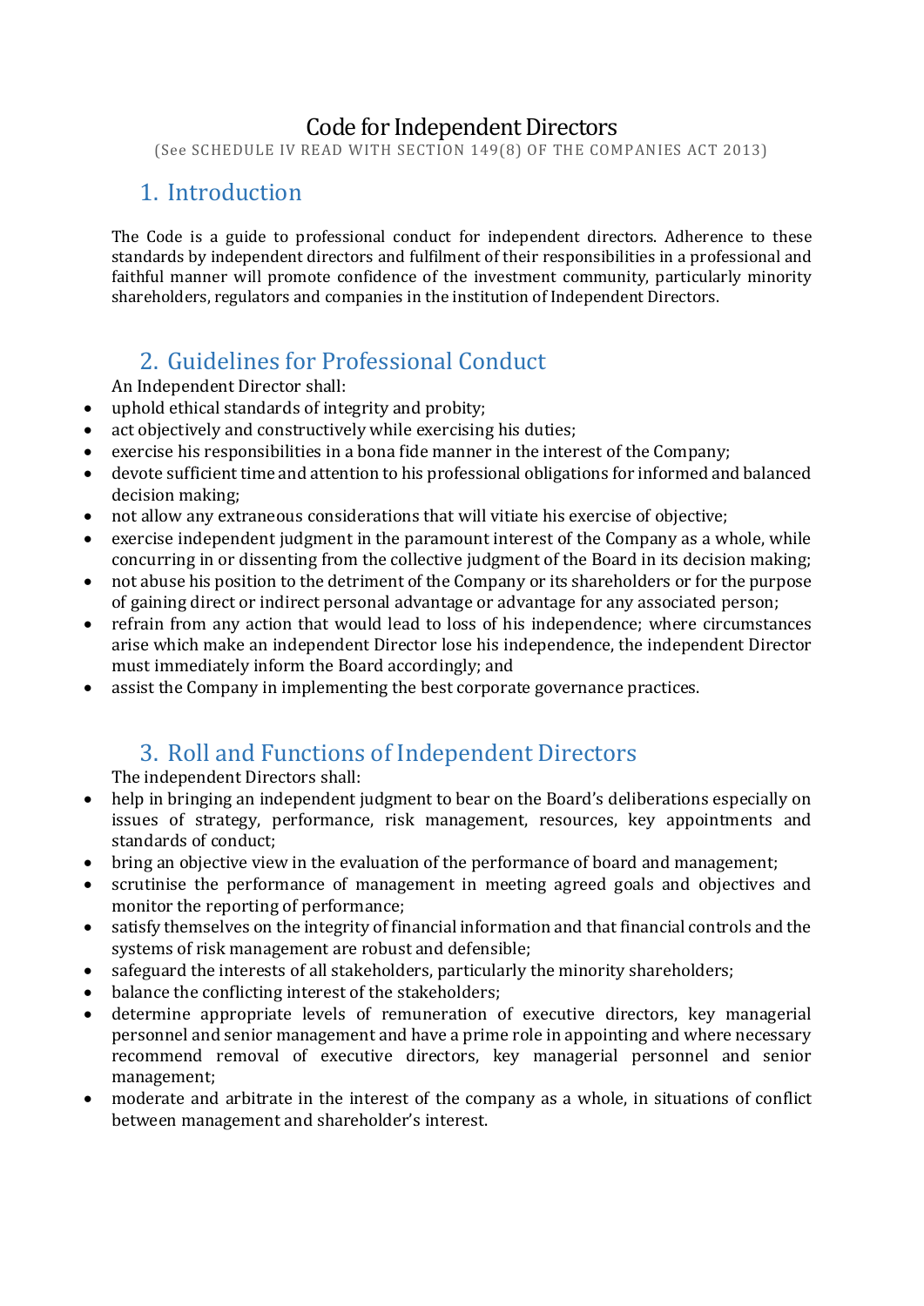# Code for Independent Directors

(See SCHEDULE IV READ WITH SECTION 149(8) OF THE COMPANIES ACT 2013)

## 1. Introduction

The Code is a guide to professional conduct for independent directors. Adherence to these standards by independent directors and fulfilment of their responsibilities in a professional and faithful manner will promote confidence of the investment community, particularly minority shareholders, regulators and companies in the institution of Independent Directors.

## 2. Guidelines for Professional Conduct

An Independent Director shall:

- uphold ethical standards of integrity and probity;
- act objectively and constructively while exercising his duties;
- exercise his responsibilities in a bona fide manner in the interest of the Company;
- devote sufficient time and attention to his professional obligations for informed and balanced decision making;
- not allow any extraneous considerations that will vitiate his exercise of objective;
- exercise independent judgment in the paramount interest of the Company as a whole, while concurring in or dissenting from the collective judgment of the Board in its decision making;
- not abuse his position to the detriment of the Company or its shareholders or for the purpose of gaining direct or indirect personal advantage or advantage for any associated person;
- refrain from any action that would lead to loss of his independence; where circumstances arise which make an independent Director lose his independence, the independent Director must immediately inform the Board accordingly; and
- assist the Company in implementing the best corporate governance practices.

## 3. Roll and Functions of Independent Directors

The independent Directors shall:

- help in bringing an independent judgment to bear on the Board's deliberations especially on issues of strategy, performance, risk management, resources, key appointments and standards of conduct;
- bring an objective view in the evaluation of the performance of board and management;
- scrutinise the performance of management in meeting agreed goals and objectives and monitor the reporting of performance;
- satisfy themselves on the integrity of financial information and that financial controls and the systems of risk management are robust and defensible;
- safeguard the interests of all stakeholders, particularly the minority shareholders;
- balance the conflicting interest of the stakeholders;
- determine appropriate levels of remuneration of executive directors, key managerial personnel and senior management and have a prime role in appointing and where necessary recommend removal of executive directors, key managerial personnel and senior management;
- moderate and arbitrate in the interest of the company as a whole, in situations of conflict between management and shareholder's interest.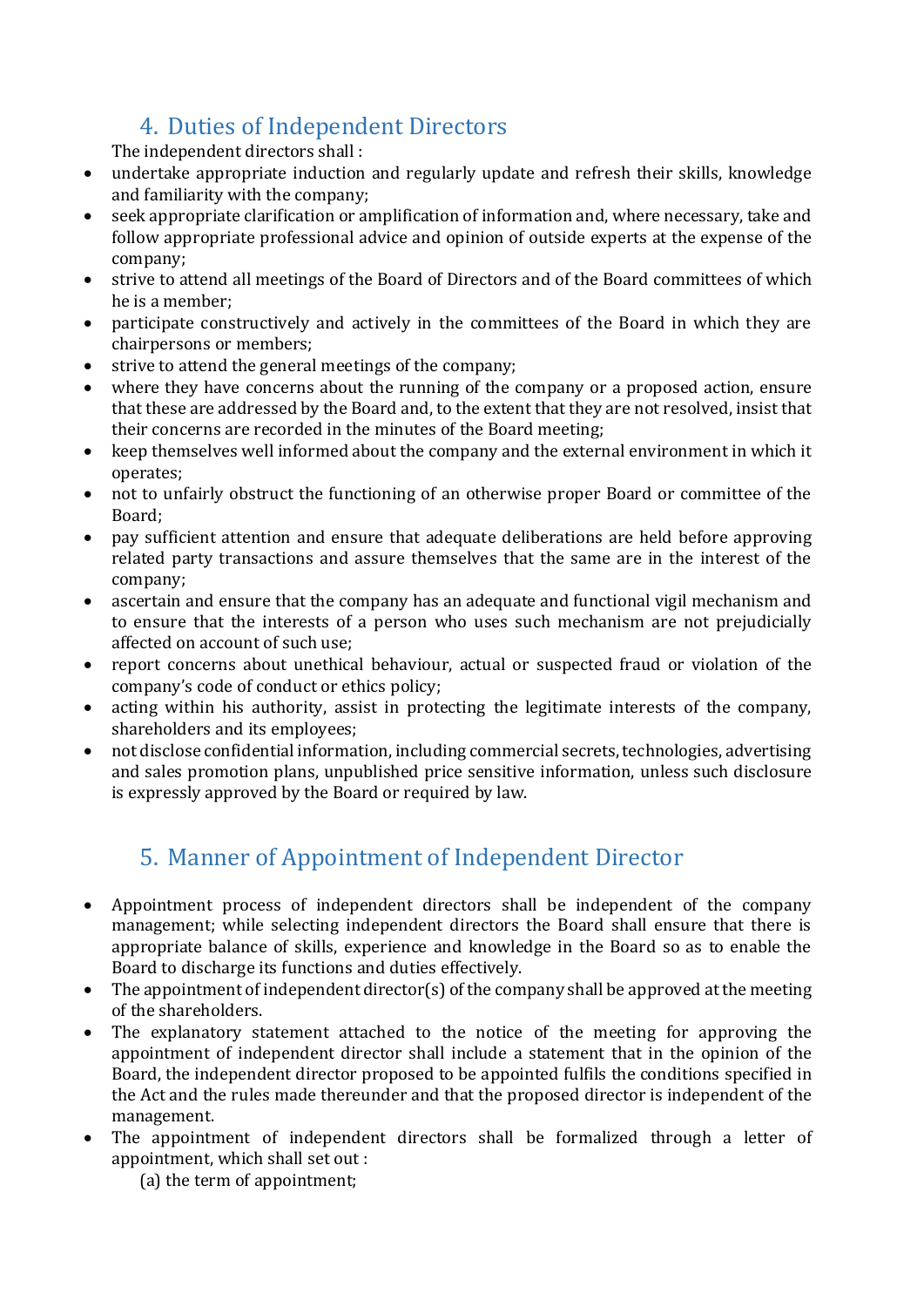## 4. Duties of Independent Directors

The independent directors shall :

- undertake appropriate induction and regularly update and refresh their skills, knowledge and familiarity with the company;
- seek appropriate clarification or amplification of information and, where necessary, take and follow appropriate professional advice and opinion of outside experts at the expense of the company;
- strive to attend all meetings of the Board of Directors and of the Board committees of which he is a member;
- participate constructively and actively in the committees of the Board in which they are chairpersons or members;
- strive to attend the general meetings of the company;
- where they have concerns about the running of the company or a proposed action, ensure that these are addressed by the Board and, to the extent that they are not resolved, insist that their concerns are recorded in the minutes of the Board meeting;
- keep themselves well informed about the company and the external environment in which it operates;
- not to unfairly obstruct the functioning of an otherwise proper Board or committee of the Board;
- pay sufficient attention and ensure that adequate deliberations are held before approving related party transactions and assure themselves that the same are in the interest of the company;
- ascertain and ensure that the company has an adequate and functional vigil mechanism and to ensure that the interests of a person who uses such mechanism are not prejudicially affected on account of such use;
- report concerns about unethical behaviour, actual or suspected fraud or violation of the company's code of conduct or ethics policy;
- acting within his authority, assist in protecting the legitimate interests of the company, shareholders and its employees;
- not disclose confidential information, including commercial secrets, technologies, advertising and sales promotion plans, unpublished price sensitive information, unless such disclosure is expressly approved by the Board or required by law.

## 5. Manner of Appointment of Independent Director

- Appointment process of independent directors shall be independent of the company management; while selecting independent directors the Board shall ensure that there is appropriate balance of skills, experience and knowledge in the Board so as to enable the Board to discharge its functions and duties effectively.
- The appointment of independent director(s) of the company shall be approved at the meeting of the shareholders.
- The explanatory statement attached to the notice of the meeting for approving the appointment of independent director shall include a statement that in the opinion of the Board, the independent director proposed to be appointed fulfils the conditions specified in the Act and the rules made thereunder and that the proposed director is independent of the management.
- The appointment of independent directors shall be formalized through a letter of appointment, which shall set out :

  (a) the term of appointment;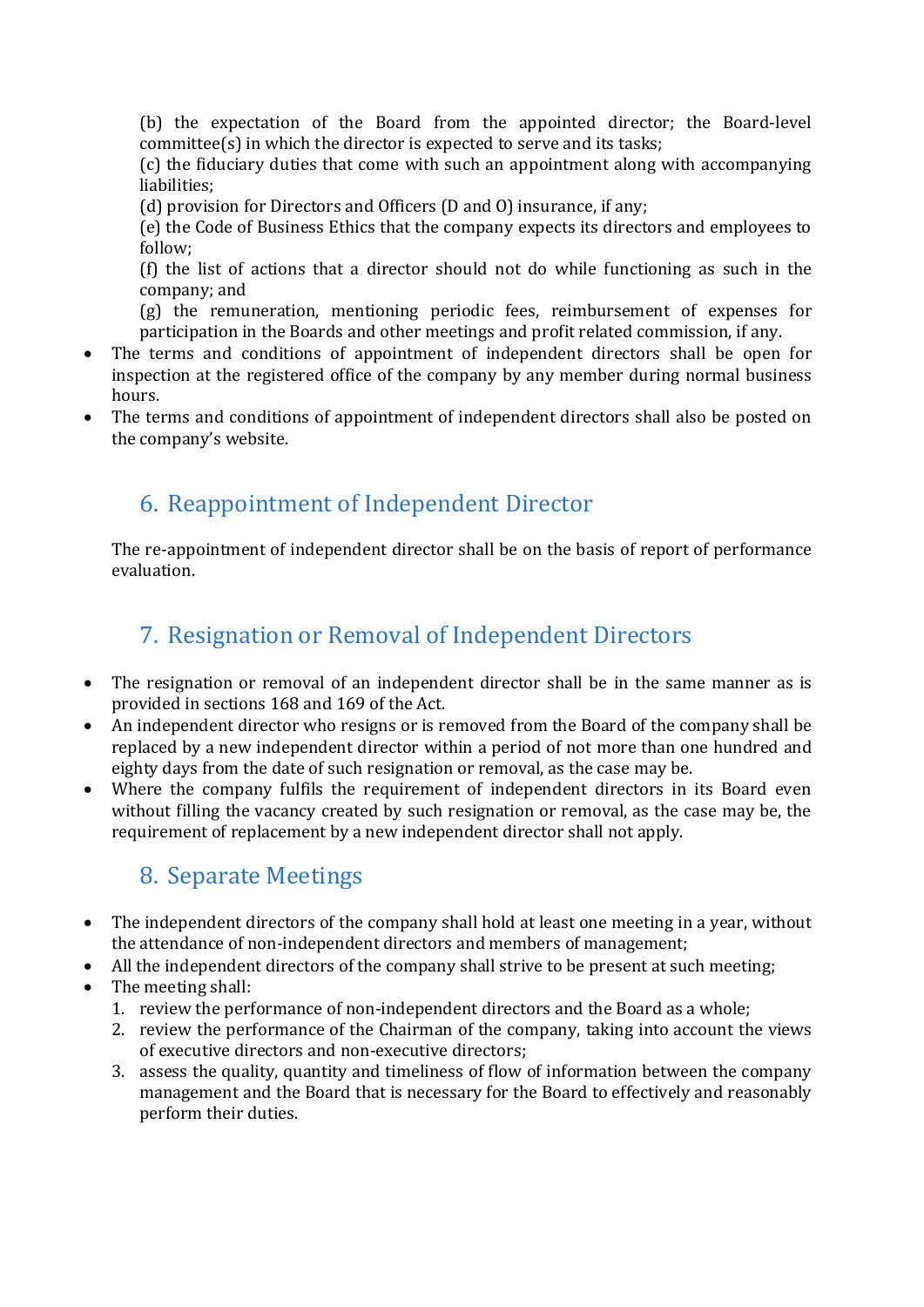(b) the expectation of the Board from the appointed director; the Board-level committee(s) in which the director is expected to serve and its tasks;

(c) the fiduciary duties that come with such an appointment along with accompanying liabilities;

(d) provision for Directors and Officers (D and O) insurance, if any;

(e) the Code of Business Ethics that the company expects its directors and employees to follow;

(f) the list of actions that a director should not do while functioning as such in the company; and

(g) the remuneration, mentioning periodic fees, reimbursement of expenses for participation in the Boards and other meetings and profit related commission, if any.

- The terms and conditions of appointment of independent directors shall be open for inspection at the registered office of the company by any member during normal business hours.
- The terms and conditions of appointment of independent directors shall also be posted on the company's website.

## 6. Reappointment of Independent Director

The re-appointment of independent director shall be on the basis of report of performance evaluation.

## 7. Resignation or Removal of Independent Directors

- The resignation or removal of an independent director shall be in the same manner as is provided in sections 168 and 169 of the Act.
- An independent director who resigns or is removed from the Board of the company shall be replaced by a new independent director within a period of not more than one hundred and eighty days from the date of such resignation or removal, as the case may be.
- Where the company fulfils the requirement of independent directors in its Board even without filling the vacancy created by such resignation or removal, as the case may be, the requirement of replacement by a new independent director shall not apply.

## 8. Separate Meetings

- The independent directors of the company shall hold at least one meeting in a year, without the attendance of non-independent directors and members of management;
- All the independent directors of the company shall strive to be present at such meeting;
- The meeting shall:
  1. review the performance of non-independent directors and the Board as a whole;
  2. review the performance of the Chairman of the company, taking into account the views of executive directors and non-executive directors;
  3. assess the quality, quantity and timeliness of flow of information between the company management and the Board that is necessary for the Board to effectively and reasonably perform their duties.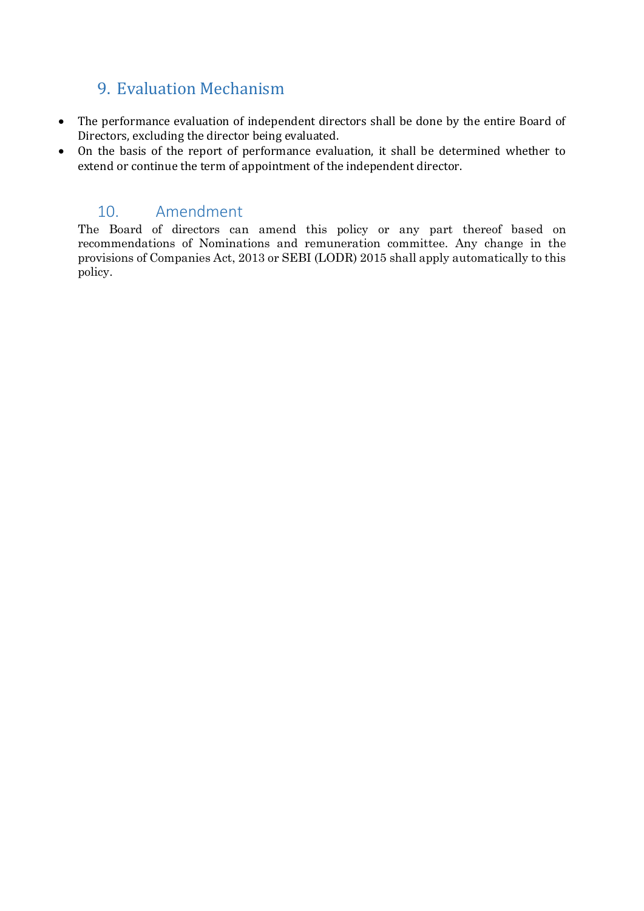## 9. Evaluation Mechanism

- The performance evaluation of independent directors shall be done by the entire Board of Directors, excluding the director being evaluated.
- On the basis of the report of performance evaluation, it shall be determined whether to extend or continue the term of appointment of the independent director.

## 10. Amendment

The Board of directors can amend this policy or any part thereof based on recommendations of Nominations and remuneration committee. Any change in the provisions of Companies Act, 2013 or SEBI (LODR) 2015 shall apply automatically to this policy.